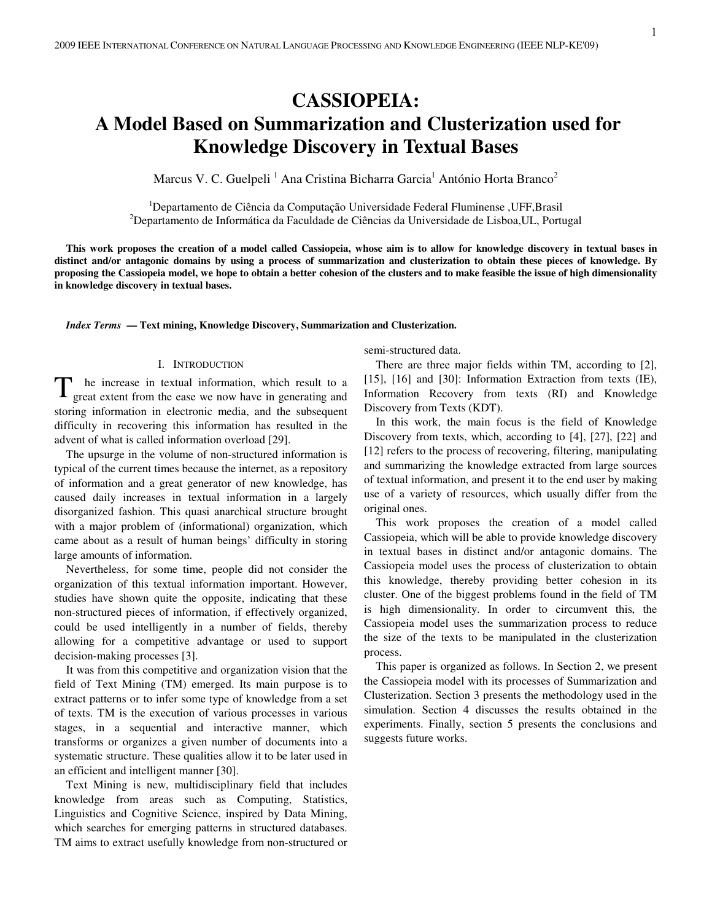# CASSIOPEIA: A Model Based on Summarization and Clusterization used for Knowledge Discovery in Textual Bases

Marcus V. C. Guelpeli [1] Ana Cristina Bicharra Garcia[1] António Horta Branco[2]

[1]Departamento de Ciência da Computação Universidade Federal Fluminense ,UFF,Brasil
[2]Departamento de Informática da Faculdade de Ciências da Universidade de Lisboa,UL, Portugal

**This work proposes the creation of a model called Cassiopeia, whose aim is to allow for knowledge discovery in textual bases in distinct and/or antagonic domains by using a process of summarization and clusterization to obtain these pieces of knowledge. By proposing the Cassiopeia model, we hope to obtain a better cohesion of the clusters and to make feasible the issue of high dimensionality in knowledge discovery in textual bases.**

***Index Terms* — Text mining, Knowledge Discovery, Summarization and Clusterization.**

## I. Introduction

The increase in textual information, which result to a great extent from the ease we now have in generating and storing information in electronic media, and the subsequent difficulty in recovering this information has resulted in the advent of what is called information overload [29].

The upsurge in the volume of non-structured information is typical of the current times because the internet, as a repository of information and a great generator of new knowledge, has caused daily increases in textual information in a largely disorganized fashion. This quasi anarchical structure brought with a major problem of (informational) organization, which came about as a result of human beings' difficulty in storing large amounts of information.

Nevertheless, for some time, people did not consider the organization of this textual information important. However, studies have shown quite the opposite, indicating that these non-structured pieces of information, if effectively organized, could be used intelligently in a number of fields, thereby allowing for a competitive advantage or used to support decision-making processes [3].

It was from this competitive and organization vision that the field of Text Mining (TM) emerged. Its main purpose is to extract patterns or to infer some type of knowledge from a set of texts. TM is the execution of various processes in various stages, in a sequential and interactive manner, which transforms or organizes a given number of documents into a systematic structure. These qualities allow it to be later used in an efficient and intelligent manner [30].

Text Mining is new, multidisciplinary field that includes knowledge from areas such as Computing, Statistics, Linguistics and Cognitive Science, inspired by Data Mining, which searches for emerging patterns in structured databases. TM aims to extract usefully knowledge from non-structured or semi-structured data.

There are three major fields within TM, according to [2], [15], [16] and [30]: Information Extraction from texts (IE), Information Recovery from texts (RI) and Knowledge Discovery from Texts (KDT).

In this work, the main focus is the field of Knowledge Discovery from texts, which, according to [4], [27], [22] and [12] refers to the process of recovering, filtering, manipulating and summarizing the knowledge extracted from large sources of textual information, and present it to the end user by making use of a variety of resources, which usually differ from the original ones.

This work proposes the creation of a model called Cassiopeia, which will be able to provide knowledge discovery in textual bases in distinct and/or antagonic domains. The Cassiopeia model uses the process of clusterization to obtain this knowledge, thereby providing better cohesion in its cluster. One of the biggest problems found in the field of TM is high dimensionality. In order to circumvent this, the Cassiopeia model uses the summarization process to reduce the size of the texts to be manipulated in the clusterization process.

This paper is organized as follows. In Section 2, we present the Cassiopeia model with its processes of Summarization and Clusterization. Section 3 presents the methodology used in the simulation. Section 4 discusses the results obtained in the experiments. Finally, section 5 presents the conclusions and suggests future works.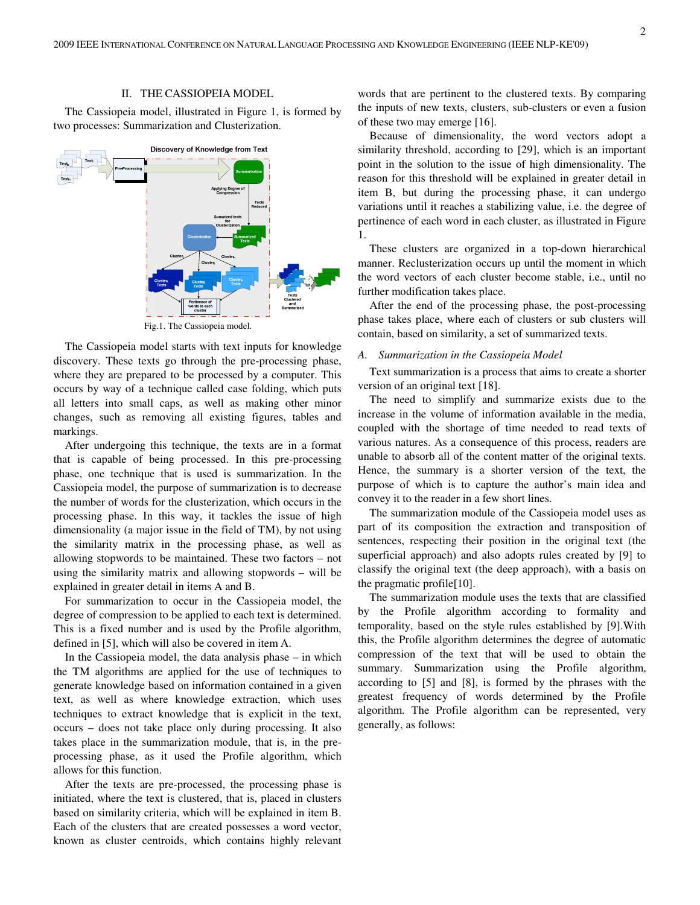## II. THE CASSIOPEIA MODEL

The Cassiopeia model, illustrated in Figure 1, is formed by two processes: Summarization and Clusterization.

Fig.1. The Cassiopeia model.

The Cassiopeia model starts with text inputs for knowledge discovery. These texts go through the pre-processing phase, where they are prepared to be processed by a computer. This occurs by way of a technique called case folding, which puts all letters into small caps, as well as making other minor changes, such as removing all existing figures, tables and markings.

After undergoing this technique, the texts are in a format that is capable of being processed. In this pre-processing phase, one technique that is used is summarization. In the Cassiopeia model, the purpose of summarization is to decrease the number of words for the clusterization, which occurs in the processing phase. In this way, it tackles the issue of high dimensionality (a major issue in the field of TM), by not using the similarity matrix in the processing phase, as well as allowing stopwords to be maintained. These two factors – not using the similarity matrix and allowing stopwords – will be explained in greater detail in items A and B.

For summarization to occur in the Cassiopeia model, the degree of compression to be applied to each text is determined. This is a fixed number and is used by the Profile algorithm, defined in [5], which will also be covered in item A.

In the Cassiopeia model, the data analysis phase – in which the TM algorithms are applied for the use of techniques to generate knowledge based on information contained in a given text, as well as where knowledge extraction, which uses techniques to extract knowledge that is explicit in the text, occurs – does not take place only during processing. It also takes place in the summarization module, that is, in the pre-processing phase, as it used the Profile algorithm, which allows for this function.

After the texts are pre-processed, the processing phase is initiated, where the text is clustered, that is, placed in clusters based on similarity criteria, which will be explained in item B. Each of the clusters that are created possesses a word vector, known as cluster centroids, which contains highly relevant words that are pertinent to the clustered texts. By comparing the inputs of new texts, clusters, sub-clusters or even a fusion of these two may emerge [16].

Because of dimensionality, the word vectors adopt a similarity threshold, according to [29], which is an important point in the solution to the issue of high dimensionality. The reason for this threshold will be explained in greater detail in item B, but during the processing phase, it can undergo variations until it reaches a stabilizing value, i.e. the degree of pertinence of each word in each cluster, as illustrated in Figure 1.

These clusters are organized in a top-down hierarchical manner. Reclusterization occurs up until the moment in which the word vectors of each cluster become stable, i.e., until no further modification takes place.

After the end of the processing phase, the post-processing phase takes place, where each of clusters or sub clusters will contain, based on similarity, a set of summarized texts.

### *A. Summarization in the Cassiopeia Model*

Text summarization is a process that aims to create a shorter version of an original text [18].

The need to simplify and summarize exists due to the increase in the volume of information available in the media, coupled with the shortage of time needed to read texts of various natures. As a consequence of this process, readers are unable to absorb all of the content matter of the original texts. Hence, the summary is a shorter version of the text, the purpose of which is to capture the author's main idea and convey it to the reader in a few short lines.

The summarization module of the Cassiopeia model uses as part of its composition the extraction and transposition of sentences, respecting their position in the original text (the superficial approach) and also adopts rules created by [9] to classify the original text (the deep approach), with a basis on the pragmatic profile[10].

The summarization module uses the texts that are classified by the Profile algorithm according to formality and temporality, based on the style rules established by [9].With this, the Profile algorithm determines the degree of automatic compression of the text that will be used to obtain the summary. Summarization using the Profile algorithm, according to [5] and [8], is formed by the phrases with the greatest frequency of words determined by the Profile algorithm. The Profile algorithm can be represented, very generally, as follows: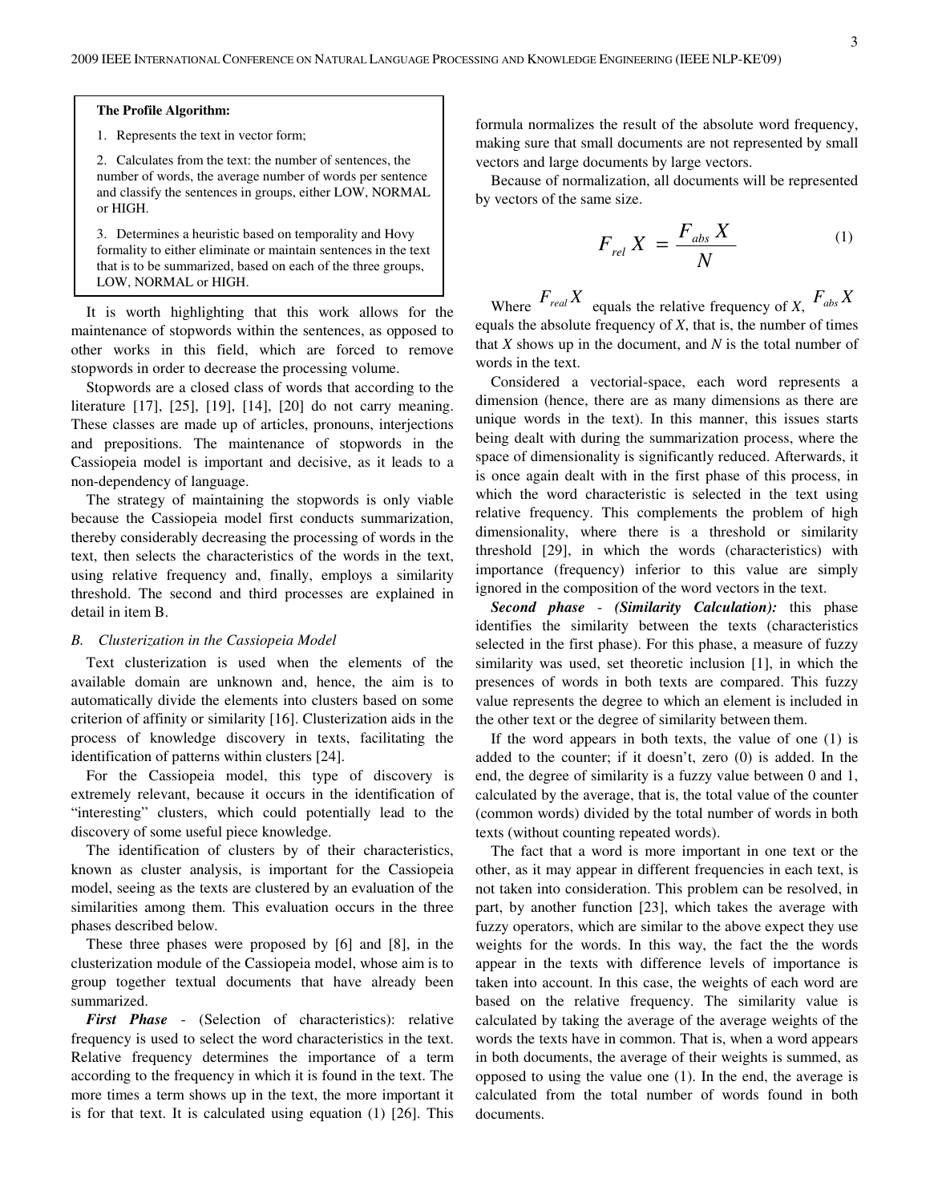**The Profile Algorithm:**

1. Represents the text in vector form;
2. Calculates from the text: the number of sentences, the number of words, the average number of words per sentence and classify the sentences in groups, either LOW, NORMAL or HIGH.
3. Determines a heuristic based on temporality and Hovy formality to either eliminate or maintain sentences in the text that is to be summarized, based on each of the three groups, LOW, NORMAL or HIGH.

It is worth highlighting that this work allows for the maintenance of stopwords within the sentences, as opposed to other works in this field, which are forced to remove stopwords in order to decrease the processing volume.

Stopwords are a closed class of words that according to the literature [17], [25], [19], [14], [20] do not carry meaning. These classes are made up of articles, pronouns, interjections and prepositions. The maintenance of stopwords in the Cassiopeia model is important and decisive, as it leads to a non-dependency of language.

The strategy of maintaining the stopwords is only viable because the Cassiopeia model first conducts summarization, thereby considerably decreasing the processing of words in the text, then selects the characteristics of the words in the text, using relative frequency and, finally, employs a similarity threshold. The second and third processes are explained in detail in item B.

### *B. Clusterization in the Cassiopeia Model*

Text clusterization is used when the elements of the available domain are unknown and, hence, the aim is to automatically divide the elements into clusters based on some criterion of affinity or similarity [16]. Clusterization aids in the process of knowledge discovery in texts, facilitating the identification of patterns within clusters [24].

For the Cassiopeia model, this type of discovery is extremely relevant, because it occurs in the identification of "interesting" clusters, which could potentially lead to the discovery of some useful piece knowledge.

The identification of clusters by of their characteristics, known as cluster analysis, is important for the Cassiopeia model, seeing as the texts are clustered by an evaluation of the similarities among them. This evaluation occurs in the three phases described below.

These three phases were proposed by [6] and [8], in the clusterization module of the Cassiopeia model, whose aim is to group together textual documents that have already been summarized.

***First Phase*** - (Selection of characteristics): relative frequency is used to select the word characteristics in the text. Relative frequency determines the importance of a term according to the frequency in which it is found in the text. The more times a term shows up in the text, the more important it is for that text. It is calculated using equation (1) [26]. This formula normalizes the result of the absolute word frequency, making sure that small documents are not represented by small vectors and large documents by large vectors.

Because of normalization, all documents will be represented by vectors of the same size.

$$F_{rel}\,X = \frac{F_{abs}\,X}{N} \qquad (1)$$

Where $F_{real}\,X$ equals the relative frequency of *X*, $F_{abs}\,X$ equals the absolute frequency of *X*, that is, the number of times that *X* shows up in the document, and *N* is the total number of words in the text.

Considered a vectorial-space, each word represents a dimension (hence, there are as many dimensions as there are unique words in the text). In this manner, this issues starts being dealt with during the summarization process, where the space of dimensionality is significantly reduced. Afterwards, it is once again dealt with in the first phase of this process, in which the word characteristic is selected in the text using relative frequency. This complements the problem of high dimensionality, where there is a threshold or similarity threshold [29], in which the words (characteristics) with importance (frequency) inferior to this value are simply ignored in the composition of the word vectors in the text.

***Second phase*** - ***(Similarity Calculation):*** this phase identifies the similarity between the texts (characteristics selected in the first phase). For this phase, a measure of fuzzy similarity was used, set theoretic inclusion [1], in which the presences of words in both texts are compared. This fuzzy value represents the degree to which an element is included in the other text or the degree of similarity between them.

If the word appears in both texts, the value of one (1) is added to the counter; if it doesn't, zero (0) is added. In the end, the degree of similarity is a fuzzy value between 0 and 1, calculated by the average, that is, the total value of the counter (common words) divided by the total number of words in both texts (without counting repeated words).

The fact that a word is more important in one text or the other, as it may appear in different frequencies in each text, is not taken into consideration. This problem can be resolved, in part, by another function [23], which takes the average with fuzzy operators, which are similar to the above expect they use weights for the words. In this way, the fact the the words appear in the texts with difference levels of importance is taken into account. In this case, the weights of each word are based on the relative frequency. The similarity value is calculated by taking the average of the average weights of the words the texts have in common. That is, when a word appears in both documents, the average of their weights is summed, as opposed to using the value one (1). In the end, the average is calculated from the total number of words found in both documents.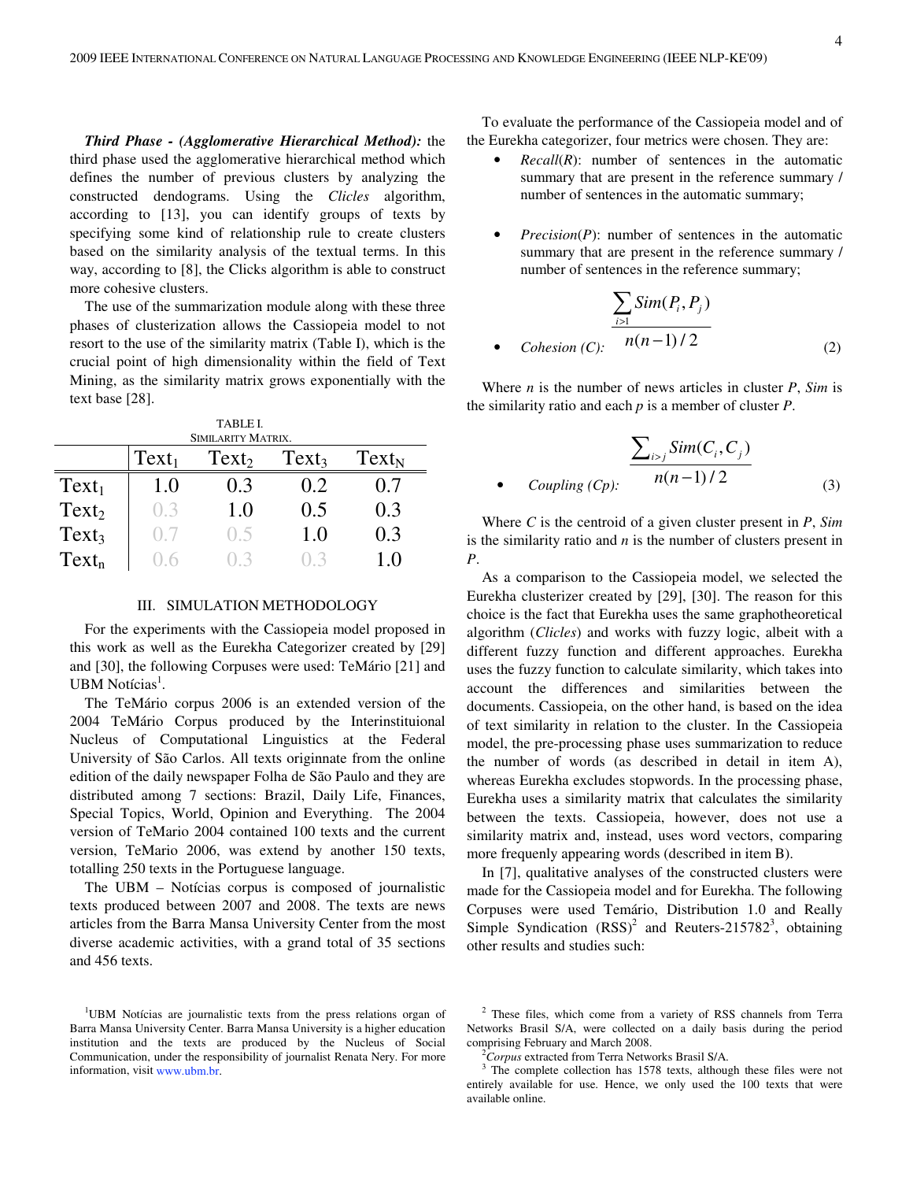***Third Phase - (Agglomerative Hierarchical Method):*** the third phase used the agglomerative hierarchical method which defines the number of previous clusters by analyzing the constructed dendograms. Using the *Clicles* algorithm, according to [13], you can identify groups of texts by specifying some kind of relationship rule to create clusters based on the similarity analysis of the textual terms. In this way, according to [8], the Clicks algorithm is able to construct more cohesive clusters.

The use of the summarization module along with these three phases of clusterization allows the Cassiopeia model to not resort to the use of the similarity matrix (Table I), which is the crucial point of high dimensionality within the field of Text Mining, as the similarity matrix grows exponentially with the text base [28].

TABLE I.
SIMILARITY MATRIX.

| | $Text_1$ | $Text_2$ | $Text_3$ | $Text_N$ |
|---|---|---|---|---|
| $Text_1$ | 1.0 | 0.3 | 0.2 | 0.7 |
| $Text_2$ | 0.3 | 1.0 | 0.5 | 0.3 |
| $Text_3$ | 0.7 | 0.5 | 1.0 | 0.3 |
| $Text_n$ | 0.6 | 0.3 | 0.3 | 1.0 |

## III. SIMULATION METHODOLOGY

For the experiments with the Cassiopeia model proposed in this work as well as the Eurekha Categorizer created by [29] and [30], the following Corpuses were used: TeMário [21] and UBM Notícias[1].

The TeMário corpus 2006 is an extended version of the 2004 TeMário Corpus produced by the Interinstitutional Nucleus of Computational Linguistics at the Federal University of São Carlos. All texts originnate from the online edition of the daily newspaper Folha de São Paulo and they are distributed among 7 sections: Brazil, Daily Life, Finances, Special Topics, World, Opinion and Everything. The 2004 version of TeMario 2004 contained 100 texts and the current version, TeMario 2006, was extend by another 150 texts, totalling 250 texts in the Portuguese language.

The UBM – Notícias corpus is composed of journalistic texts produced between 2007 and 2008. The texts are news articles from the Barra Mansa University Center from the most diverse academic activities, with a grand total of 35 sections and 456 texts.

To evaluate the performance of the Cassiopeia model and of the Eurekha categorizer, four metrics were chosen. They are:

- *Recall*(*R*): number of sentences in the automatic summary that are present in the reference summary / number of sentences in the automatic summary;
- *Precision*(*P*): number of sentences in the automatic summary that are present in the reference summary / number of sentences in the reference summary;
- *Cohesion (C):* $$\frac{\sum_{i>1} Sim(P_i, P_j)}{n(n-1)/2} \quad (2)$$

Where *n* is the number of news articles in cluster *P*, *Sim* is the similarity ratio and each *p* is a member of cluster *P*.

- *Coupling (Cp):* $$\frac{\sum_{i>j} Sim(C_i, C_j)}{n(n-1)/2} \quad (3)$$

Where *C* is the centroid of a given cluster present in *P*, *Sim* is the similarity ratio and *n* is the number of clusters present in *P*.

As a comparison to the Cassiopeia model, we selected the Eurekha clusterizer created by [29], [30]. The reason for this choice is the fact that Eurekha uses the same graphotheoretical algorithm (*Clicles*) and works with fuzzy logic, albeit with a different fuzzy function and different approaches. Eurekha uses the fuzzy function to calculate similarity, which takes into account the differences and similarities between the documents. Cassiopeia, on the other hand, is based on the idea of text similarity in relation to the cluster. In the Cassiopeia model, the pre-processing phase uses summarization to reduce the number of words (as described in detail in item A), whereas Eurekha excludes stopwords. In the processing phase, Eurekha uses a similarity matrix that calculates the similarity between the texts. Cassiopeia, however, does not use a similarity matrix and, instead, uses word vectors, comparing more frequenly appearing words (described in item B).

In [7], qualitative analyses of the constructed clusters were made for the Cassiopeia model and for Eurekha. The following Corpuses were used Temário, Distribution 1.0 and Really Simple Syndication (RSS)[2] and Reuters-215782[3], obtaining other results and studies such:

[1]UBM Notícias are journalistic texts from the press relations organ of Barra Mansa University Center. Barra Mansa University is a higher education institution and the texts are produced by the Nucleus of Social Communication, under the responsibility of journalist Renata Nery. For more information, visit www.ubm.br.

[2] These files, which come from a variety of RSS channels from Terra Networks Brasil S/A, were collected on a daily basis during the period comprising February and March 2008.

[2]*Corpus* extracted from Terra Networks Brasil S/A.

[3] The complete collection has 1578 texts, although these files were not entirely available for use. Hence, we only used the 100 texts that were available online.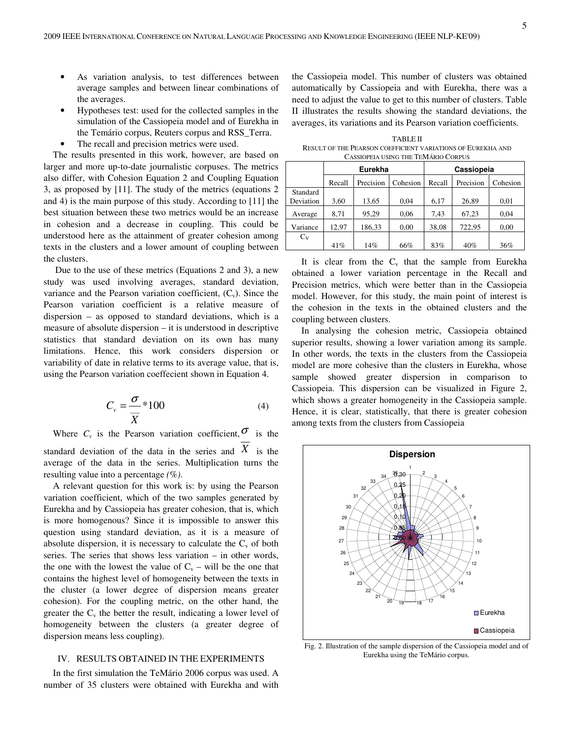- As variation analysis, to test differences between average samples and between linear combinations of the averages.
- Hypotheses test: used for the collected samples in the simulation of the Cassiopeia model and of Eurekha in the Temário corpus, Reuters corpus and RSS_Terra.
- The recall and precision metrics were used.

The results presented in this work, however, are based on larger and more up-to-date journalistic corpuses. The metrics also differ, with Cohesion Equation 2 and Coupling Equation 3, as proposed by [11]. The study of the metrics (equations 2 and 4) is the main purpose of this study. According to [11] the best situation between these two metrics would be an increase in cohesion and a decrease in coupling. This could be understood here as the attainment of greater cohesion among texts in the clusters and a lower amount of coupling between the clusters.

Due to the use of these metrics (Equations 2 and 3), a new study was used involving averages, standard deviation, variance and the Pearson variation coefficient, ($C_v$). Since the Pearson variation coefficient is a relative measure of dispersion – as opposed to standard deviations, which is a measure of absolute dispersion – it is understood in descriptive statistics that standard deviation on its own has many limitations. Hence, this work considers dispersion or variability of date in relative terms to its average value, that is, using the Pearson variation coeffecient shown in Equation 4.

$$C_v = \frac{\sigma}{\overline{X}} * 100 \qquad (4)$$

Where $C_v$ is the Pearson variation coefficient, $\sigma$ is the standard deviation of the data in the series and $\overline{X}$ is the average of the data in the series. Multiplication turns the resulting value into a percentage *(%)*.

A relevant question for this work is: by using the Pearson variation coefficient, which of the two samples generated by Eurekha and by Cassiopeia has greater cohesion, that is, which is more homogenous? Since it is impossible to answer this question using standard deviation, as it is a measure of absolute dispersion, it is necessary to calculate the $C_v$ of both series. The series that shows less variation – in other words, the one with the lowest the value of $C_v$ – will be the one that contains the highest level of homogeneity between the texts in the cluster (a lower degree of dispersion means greater cohesion). For the coupling metric, on the other hand, the greater the $C_v$ the better the result, indicating a lower level of homogeneity between the clusters (a greater degree of dispersion means less coupling).

## IV. Results Obtained in the Experiments

In the first simulation the TeMário 2006 corpus was used. A number of 35 clusters were obtained with Eurekha and with the Cassiopeia model. This number of clusters was obtained automatically by Cassiopeia and with Eurekha, there was a need to adjust the value to get to this number of clusters. Table II illustrates the results showing the standard deviations, the averages, its variations and its Pearson variation coefficients.

TABLE II
RESULT OF THE PEARSON COEFFICIENT VARIATIONS OF EUREKHA AND CASSIOPEIA USING THE TEMÁRIO CORPUS

| | Eurekha | | | Cassiopeia | | |
|---|---|---|---|---|---|---|
| | Recall | Precision | Cohesion | Recall | Precision | Cohesion |
| Standard Deviation | 3,60 | 13,65 | 0,04 | 6,17 | 26,89 | 0,01 |
| Average | 8,71 | 95,29 | 0,06 | 7,43 | 67,23 | 0,04 |
| Variance | 12,97 | 186,33 | 0,00 | 38,08 | 722,95 | 0,00 |
| $C_V$ | 41% | 14% | 66% | 83% | 40% | 36% |

It is clear from the $C_v$ that the sample from Eurekha obtained a lower variation percentage in the Recall and Precision metrics, which were better than in the Cassiopeia model. However, for this study, the main point of interest is the cohesion in the texts in the obtained clusters and the coupling between clusters.

In analysing the cohesion metric, Cassiopeia obtained superior results, showing a lower variation among its sample. In other words, the texts in the clusters from the Cassiopeia model are more cohesive than the clusters in Eurekha, whose sample showed greater dispersion in comparison to Cassiopeia. This dispersion can be visualized in Figure 2, which shows a greater homogeneity in the Cassiopeia sample. Hence, it is clear, statistically, that there is greater cohesion among texts from the clusters from Cassiopeia

Fig. 2. Illustration of the sample dispersion of the Cassiopeia model and of Eurekha using the TeMário corpus.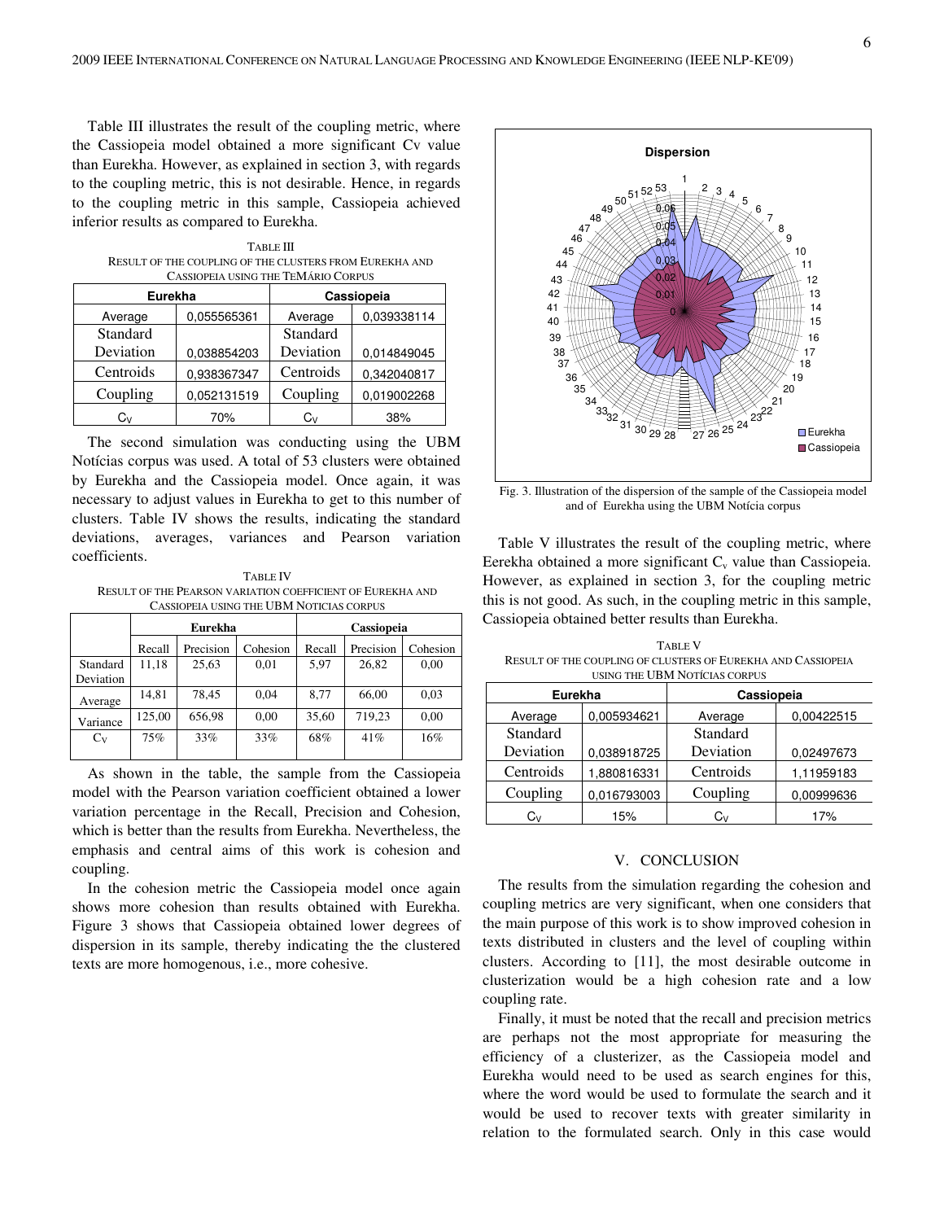Table III illustrates the result of the coupling metric, where the Cassiopeia model obtained a more significant Cv value than Eurekha. However, as explained in section 3, with regards to the coupling metric, this is not desirable. Hence, in regards to the coupling metric in this sample, Cassiopeia achieved inferior results as compared to Eurekha.

TABLE III
RESULT OF THE COUPLING OF THE CLUSTERS FROM EUREKHA AND CASSIOPEIA USING THE TEMÁRIO CORPUS

| Eurekha | | Cassiopeia | |
|---|---|---|---|
| Average | 0,055565361 | Average | 0,039338114 |
| Standard Deviation | 0,038854203 | Standard Deviation | 0,014849045 |
| Centroids | 0,938367347 | Centroids | 0,342040817 |
| Coupling | 0,052131519 | Coupling | 0,019002268 |
| $C_V$ | 70% | $C_V$ | 38% |

The second simulation was conducting using the UBM Notícias corpus was used. A total of 53 clusters were obtained by Eurekha and the Cassiopeia model. Once again, it was necessary to adjust values in Eurekha to get to this number of clusters. Table IV shows the results, indicating the standard deviations, averages, variances and Pearson variation coefficients.

TABLE IV
RESULT OF THE PEARSON VARIATION COEFFICIENT OF EUREKHA AND CASSIOPEIA USING THE UBM NOTICIAS CORPUS

| | Eurekha | | | Cassiopeia | | |
|---|---|---|---|---|---|---|
| | Recall | Precision | Cohesion | Recall | Precision | Cohesion |
| Standard Deviation | 11,18 | 25,63 | 0,01 | 5,97 | 26,82 | 0,00 |
| Average | 14,81 | 78,45 | 0,04 | 8,77 | 66,00 | 0,03 |
| Variance | 125,00 | 656,98 | 0,00 | 35,60 | 719,23 | 0,00 |
| $C_V$ | 75% | 33% | 33% | 68% | 41% | 16% |

As shown in the table, the sample from the Cassiopeia model with the Pearson variation coefficient obtained a lower variation percentage in the Recall, Precision and Cohesion, which is better than the results from Eurekha. Nevertheless, the emphasis and central aims of this work is cohesion and coupling.

In the cohesion metric the Cassiopeia model once again shows more cohesion than results obtained with Eurekha. Figure 3 shows that Cassiopeia obtained lower degrees of dispersion in its sample, thereby indicating the the clustered texts are more homogenous, i.e., more cohesive.

Fig. 3. Illustration of the dispersion of the sample of the Cassiopeia model and of Eurekha using the UBM Notícia corpus

Table V illustrates the result of the coupling metric, where Eerekha obtained a more significant $C_v$ value than Cassiopeia. However, as explained in section 3, for the coupling metric this is not good. As such, in the coupling metric in this sample, Cassiopeia obtained better results than Eurekha.

TABLE V
RESULT OF THE COUPLING OF CLUSTERS OF EUREKHA AND CASSIOPEIA USING THE UBM NOTÍCIAS CORPUS

| Eurekha | | Cassiopeia | |
|---|---|---|---|
| Average | 0,005934621 | Average | 0,00422515 |
| Standard Deviation | 0,038918725 | Standard Deviation | 0,02497673 |
| Centroids | 1,880816331 | Centroids | 1,11959183 |
| Coupling | 0,016793003 | Coupling | 0,00999636 |
| $C_V$ | 15% | $C_V$ | 17% |

## V. CONCLUSION

The results from the simulation regarding the cohesion and coupling metrics are very significant, when one considers that the main purpose of this work is to show improved cohesion in texts distributed in clusters and the level of coupling within clusters. According to [11], the most desirable outcome in clusterization would be a high cohesion rate and a low coupling rate.

Finally, it must be noted that the recall and precision metrics are perhaps not the most appropriate for measuring the efficiency of a clusterizer, as the Cassiopeia model and Eurekha would need to be used as search engines for this, where the word would be used to formulate the search and it would be used to recover texts with greater similarity in relation to the formulated search. Only in this case would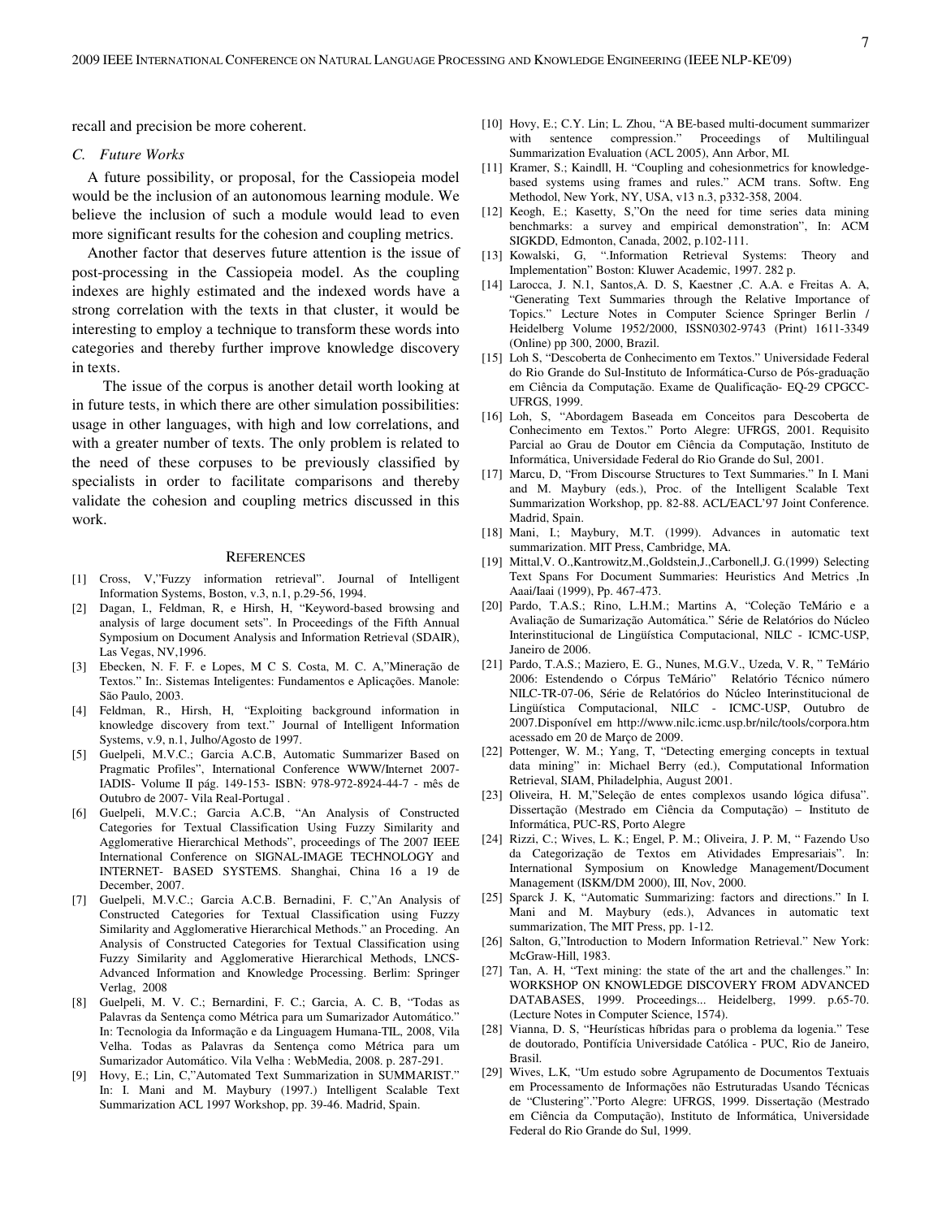recall and precision be more coherent.

### C. Future Works

A future possibility, or proposal, for the Cassiopeia model would be the inclusion of an autonomous learning module. We believe the inclusion of such a module would lead to even more significant results for the cohesion and coupling metrics.

Another factor that deserves future attention is the issue of post-processing in the Cassiopeia model. As the coupling indexes are highly estimated and the indexed words have a strong correlation with the texts in that cluster, it would be interesting to employ a technique to transform these words into categories and thereby further improve knowledge discovery in texts.

The issue of the corpus is another detail worth looking at in future tests, in which there are other simulation possibilities: usage in other languages, with high and low correlations, and with a greater number of texts. The only problem is related to the need of these corpuses to be previously classified by specialists in order to facilitate comparisons and thereby validate the cohesion and coupling metrics discussed in this work.

## References

[1] Cross, V,"Fuzzy information retrieval". Journal of Intelligent Information Systems, Boston, v.3, n.1, p.29-56, 1994.

[2] Dagan, I., Feldman, R, e Hirsh, H, "Keyword-based browsing and analysis of large document sets". In Proceedings of the Fifth Annual Symposium on Document Analysis and Information Retrieval (SDAIR), Las Vegas, NV,1996.

[3] Ebecken, N. F. F. e Lopes, M C S. Costa, M. C. A,"Mineração de Textos." In:. Sistemas Inteligentes: Fundamentos e Aplicações. Manole: São Paulo, 2003.

[4] Feldman, R., Hirsh, H, "Exploiting background information in knowledge discovery from text." Journal of Intelligent Information Systems, v.9, n.1, Julho/Agosto de 1997.

[5] Guelpeli, M.V.C.; Garcia A.C.B, Automatic Summarizer Based on Pragmatic Profiles", International Conference WWW/Internet 2007- IADIS- Volume II pág. 149-153- ISBN: 978-972-8924-44-7 - mês de Outubro de 2007- Vila Real-Portugal .

[6] Guelpeli, M.V.C.; Garcia A.C.B, "An Analysis of Constructed Categories for Textual Classification Using Fuzzy Similarity and Agglomerative Hierarchical Methods", proceedings of The 2007 IEEE International Conference on SIGNAL-IMAGE TECHNOLOGY and INTERNET- BASED SYSTEMS. Shanghai, China 16 a 19 de December, 2007.

[7] Guelpeli, M.V.C.; Garcia A.C.B. Bernadini, F. C.;"An Analysis of Constructed Categories for Textual Classification using Fuzzy Similarity and Agglomerative Hierarchical Methods." an Proceding. An Analysis of Constructed Categories for Textual Classification using Fuzzy Similarity and Agglomerative Hierarchical Methods, LNCS-Advanced Information and Knowledge Processing. Berlim: Springer Verlag, 2008

[8] Guelpeli, M. V. C.; Bernardini, F. C.; Garcia, A. C. B, "Todas as Palavras da Sentença como Métrica para um Sumarizador Automático." In: Tecnologia da Informação e da Linguagem Humana-TIL, 2008, Vila Velha. Todas as Palavras da Sentença como Métrica para um Sumarizador Automático. Vila Velha : WebMedia, 2008. p. 287-291.

[9] Hovy, E.; Lin, C,"Automated Text Summarization in SUMMARIST." In: I. Mani and M. Maybury (1997.) Intelligent Scalable Text Summarization ACL 1997 Workshop, pp. 39-46. Madrid, Spain.

[10] Hovy, E.; C.Y. Lin; L. Zhou, "A BE-based multi-document summarizer with sentence compression." Proceedings of Multilingual Summarization Evaluation (ACL 2005), Ann Arbor, MI.

[11] Kramer, S.; Kaindll, H. "Coupling and cohesionmetrics for knowledge-based systems using frames and rules." ACM trans. Softw. Eng Methodol, New York, NY, USA, v13 n.3, p332-358, 2004.

[12] Keogh, E.; Kasetty, S,"On the need for time series data mining benchmarks: a survey and empirical demonstration", In: ACM SIGKDD, Edmonton, Canada, 2002, p.102-111.

[13] Kowalski, G, ".Information Retrieval Systems: Theory and Implementation" Boston: Kluwer Academic, 1997. 282 p.

[14] Larocca, J. N.1, Santos,A. D. S, Kaestner ,C. A.A. e Freitas A. A, "Generating Text Summaries through the Relative Importance of Topics." Lecture Notes in Computer Science Springer Berlin / Heidelberg Volume 1952/2000, ISSN0302-9743 (Print) 1611-3349 (Online) pp 300, 2000, Brazil.

[15] Loh S, "Descoberta de Conhecimento em Textos." Universidade Federal do Rio Grande do Sul-Instituto de Informática-Curso de Pós-graduação em Ciência da Computação. Exame de Qualificação- EQ-29 CPGCC-UFRGS, 1999.

[16] Loh, S, "Abordagem Baseada em Conceitos para Descoberta de Conhecimento em Textos." Porto Alegre: UFRGS, 2001. Requisito Parcial ao Grau de Doutor em Ciência da Computação, Instituto de Informática, Universidade Federal do Rio Grande do Sul, 2001.

[17] Marcu, D, "From Discourse Structures to Text Summaries." In I. Mani and M. Maybury (eds.), Proc. of the Intelligent Scalable Text Summarization Workshop, pp. 82-88. ACL/EACL'97 Joint Conference. Madrid, Spain.

[18] Mani, I.; Maybury, M.T. (1999). Advances in automatic text summarization. MIT Press, Cambridge, MA.

[19] Mittal,V. O.,Kantrowitz,M.,Goldstein,J.,Carbonell,J. G.(1999) Selecting Text Spans For Document Summaries: Heuristics And Metrics ,In Aaai/Iaai (1999), Pp. 467-473.

[20] Pardo, T.A.S.; Rino, L.H.M.; Martins A, "Coleção TeMário e a Avaliação de Sumarização Automática." Série de Relatórios do Núcleo Interinstitucional de Lingüística Computacional, NILC - ICMC-USP, Janeiro de 2006.

[21] Pardo, T.A.S.; Maziero, E. G., Nunes, M.G.V., Uzeda, V. R, " TeMário 2006: Estendendo o Córpus TeMário" Relatório Técnico número NILC-TR-07-06, Série de Relatórios do Núcleo Interinstitucional de Lingüística Computacional, NILC - ICMC-USP, Outubro de 2007.Disponível em http://www.nilc.icmc.usp.br/nilc/tools/corpora.htm acessado em 20 de Março de 2009.

[22] Pottenger, W. M.; Yang, T, "Detecting emerging concepts in textual data mining" in: Michael Berry (ed.), Computational Information Retrieval, SIAM, Philadelphia, August 2001.

[23] Oliveira, H. M,"Seleção de entes complexos usando lógica difusa". Dissertação (Mestrado em Ciência da Computação) – Instituto de Informática, PUC-RS, Porto Alegre

[24] Rizzi, C.; Wives, L. K.; Engel, P. M.; Oliveira, J. P. M, " Fazendo Uso da Categorização de Textos em Atividades Empresariais". In: International Symposium on Knowledge Management/Document Management (ISKM/DM 2000), III, Nov, 2000.

[25] Sparck J. K, "Automatic Summarizing: factors and directions." In I. Mani and M. Maybury (eds.), Advances in automatic text summarization, The MIT Press, pp. 1-12.

[26] Salton, G,"Introduction to Modern Information Retrieval." New York: McGraw-Hill, 1983.

[27] Tan, A. H, "Text mining: the state of the art and the challenges." In: WORKSHOP ON KNOWLEDGE DISCOVERY FROM ADVANCED DATABASES, 1999. Proceedings... Heidelberg, 1999. p.65-70. (Lecture Notes in Computer Science, 1574).

[28] Vianna, D. S, "Heurísticas híbridas para o problema da logenia." Tese de doutorado, Pontifícia Universidade Católica - PUC, Rio de Janeiro, Brasil.

[29] Wives, L.K, "Um estudo sobre Agrupamento de Documentos Textuais em Processamento de Informações não Estruturadas Usando Técnicas de "Clustering"."Porto Alegre: UFRGS, 1999. Dissertação (Mestrado em Ciência da Computação), Instituto de Informática, Universidade Federal do Rio Grande do Sul, 1999.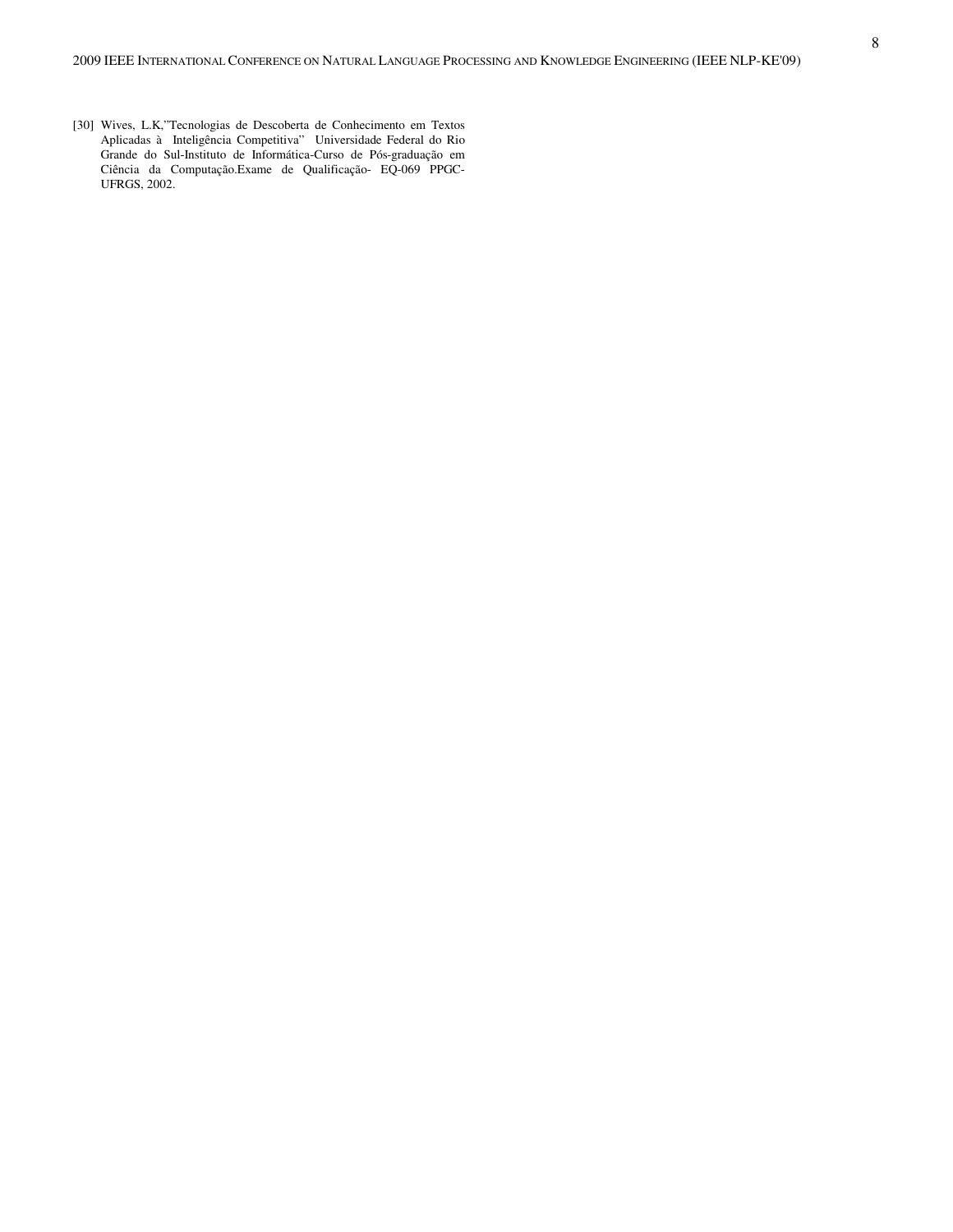[30] Wives, L.K,"Tecnologias de Descoberta de Conhecimento em Textos Aplicadas à Inteligência Competitiva" Universidade Federal do Rio Grande do Sul-Instituto de Informática-Curso de Pós-graduação em Ciência da Computação.Exame de Qualificação- EQ-069 PPGC-UFRGS, 2002.